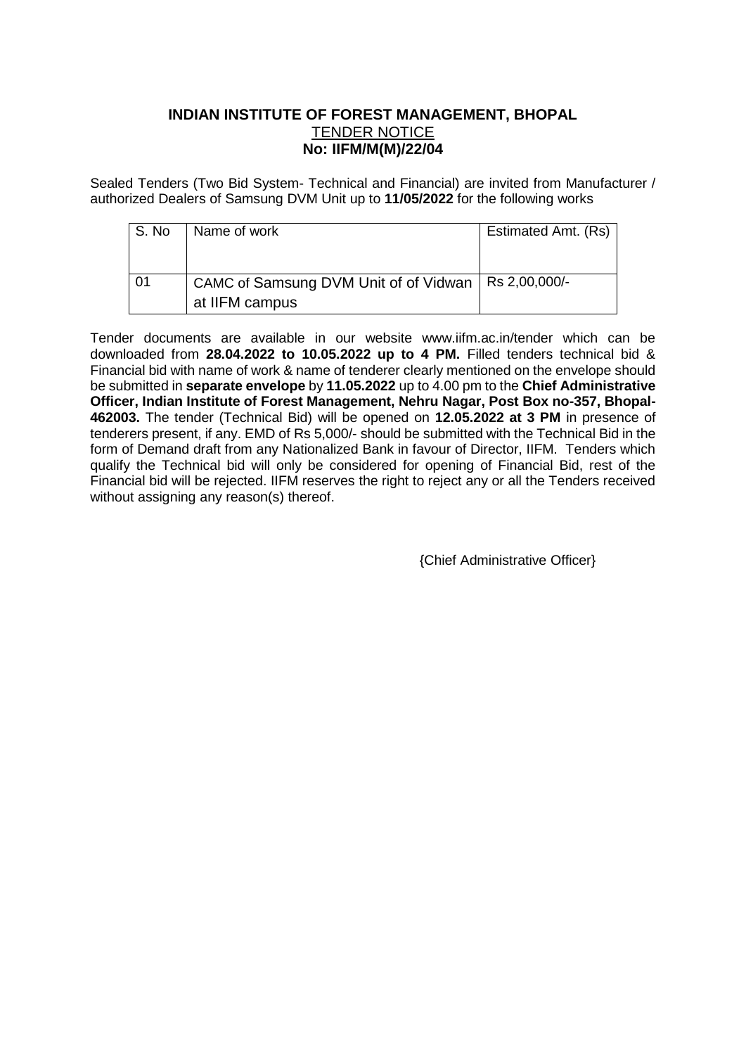**INDIAN INSTITUTE OF FOREST MANAGEMENT, BHOPAL**
TENDER NOTICE
**No: IIFM/M(M)/22/04**

Sealed Tenders (Two Bid System- Technical and Financial) are invited from Manufacturer / authorized Dealers of Samsung DVM Unit up to **11/05/2022** for the following works

| S. No | Name of work | Estimated Amt. (Rs) |
|---|---|---|
| 01 | CAMC of Samsung DVM Unit of of Vidwan at IIFM campus | Rs 2,00,000/- |

Tender documents are available in our website www.iifm.ac.in/tender which can be downloaded from **28.04.2022 to 10.05.2022 up to 4 PM.** Filled tenders technical bid & Financial bid with name of work & name of tenderer clearly mentioned on the envelope should be submitted in **separate envelope** by **11.05.2022** up to 4.00 pm to the **Chief Administrative Officer, Indian Institute of Forest Management, Nehru Nagar, Post Box no-357, Bhopal-462003.** The tender (Technical Bid) will be opened on **12.05.2022 at 3 PM** in presence of tenderers present, if any. EMD of Rs 5,000/- should be submitted with the Technical Bid in the form of Demand draft from any Nationalized Bank in favour of Director, IIFM. Tenders which qualify the Technical bid will only be considered for opening of Financial Bid, rest of the Financial bid will be rejected. IIFM reserves the right to reject any or all the Tenders received without assigning any reason(s) thereof.

{Chief Administrative Officer}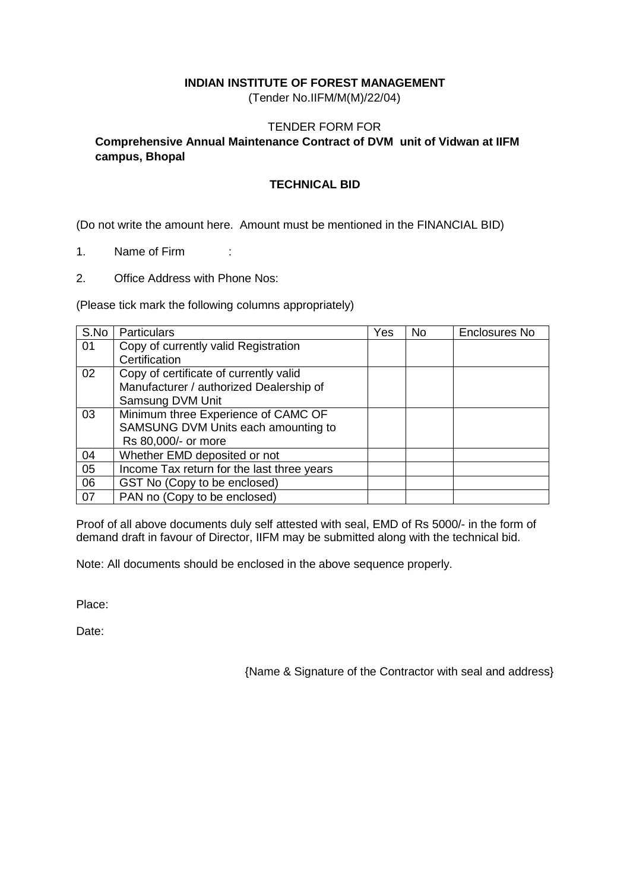**INDIAN INSTITUTE OF FOREST MANAGEMENT**

(Tender No.IIFM/M(M)/22/04)

TENDER FORM FOR

**Comprehensive Annual Maintenance Contract of DVM unit of Vidwan at IIFM campus, Bhopal**

**TECHNICAL BID**

(Do not write the amount here. Amount must be mentioned in the FINANCIAL BID)

1. Name of Firm :

2. Office Address with Phone Nos:

(Please tick mark the following columns appropriately)

| S.No | Particulars | Yes | No | Enclosures No |
|---|---|---|---|---|
| 01 | Copy of currently valid Registration Certification | | | |
| 02 | Copy of certificate of currently valid Manufacturer / authorized Dealership of Samsung DVM Unit | | | |
| 03 | Minimum three Experience of CAMC OF SAMSUNG DVM Units each amounting to Rs 80,000/- or more | | | |
| 04 | Whether EMD deposited or not | | | |
| 05 | Income Tax return for the last three years | | | |
| 06 | GST No (Copy to be enclosed) | | | |
| 07 | PAN no (Copy to be enclosed) | | | |

Proof of all above documents duly self attested with seal, EMD of Rs 5000/- in the form of demand draft in favour of Director, IIFM may be submitted along with the technical bid.

Note: All documents should be enclosed in the above sequence properly.

Place:

Date:

{Name & Signature of the Contractor with seal and address}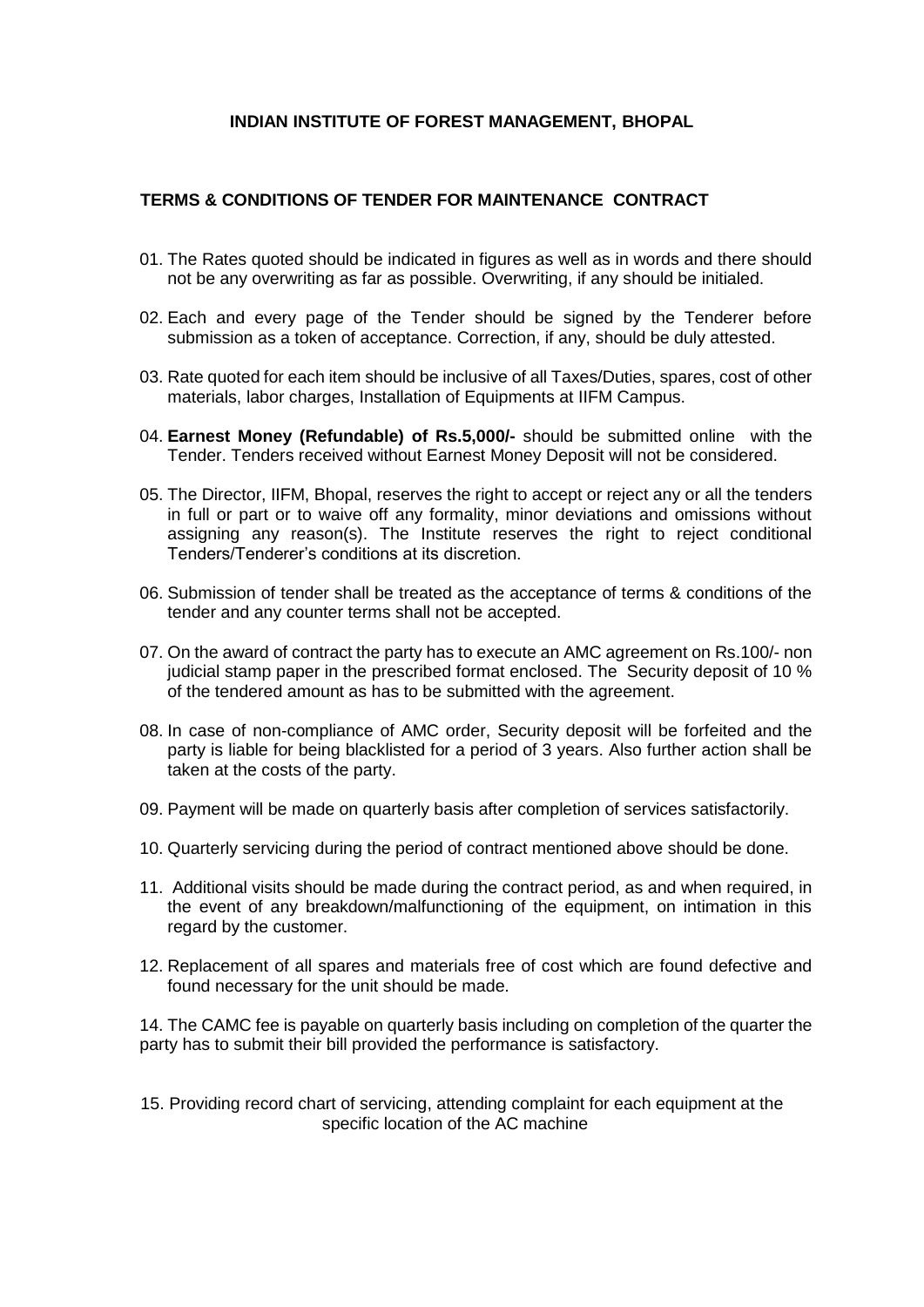**INDIAN INSTITUTE OF FOREST MANAGEMENT, BHOPAL**

**TERMS & CONDITIONS OF TENDER FOR MAINTENANCE CONTRACT**

01. The Rates quoted should be indicated in figures as well as in words and there should not be any overwriting as far as possible. Overwriting, if any should be initialed.

02. Each and every page of the Tender should be signed by the Tenderer before submission as a token of acceptance. Correction, if any, should be duly attested.

03. Rate quoted for each item should be inclusive of all Taxes/Duties, spares, cost of other materials, labor charges, Installation of Equipments at IIFM Campus.

04. **Earnest Money (Refundable) of Rs.5,000/-** should be submitted online with the Tender. Tenders received without Earnest Money Deposit will not be considered.

05. The Director, IIFM, Bhopal, reserves the right to accept or reject any or all the tenders in full or part or to waive off any formality, minor deviations and omissions without assigning any reason(s). The Institute reserves the right to reject conditional Tenders/Tenderer's conditions at its discretion.

06. Submission of tender shall be treated as the acceptance of terms & conditions of the tender and any counter terms shall not be accepted.

07. On the award of contract the party has to execute an AMC agreement on Rs.100/- non judicial stamp paper in the prescribed format enclosed. The Security deposit of 10 % of the tendered amount as has to be submitted with the agreement.

08. In case of non-compliance of AMC order, Security deposit will be forfeited and the party is liable for being blacklisted for a period of 3 years. Also further action shall be taken at the costs of the party.

09. Payment will be made on quarterly basis after completion of services satisfactorily.

10. Quarterly servicing during the period of contract mentioned above should be done.

11. Additional visits should be made during the contract period, as and when required, in the event of any breakdown/malfunctioning of the equipment, on intimation in this regard by the customer.

12. Replacement of all spares and materials free of cost which are found defective and found necessary for the unit should be made.

14. The CAMC fee is payable on quarterly basis including on completion of the quarter the party has to submit their bill provided the performance is satisfactory.

15. Providing record chart of servicing, attending complaint for each equipment at the specific location of the AC machine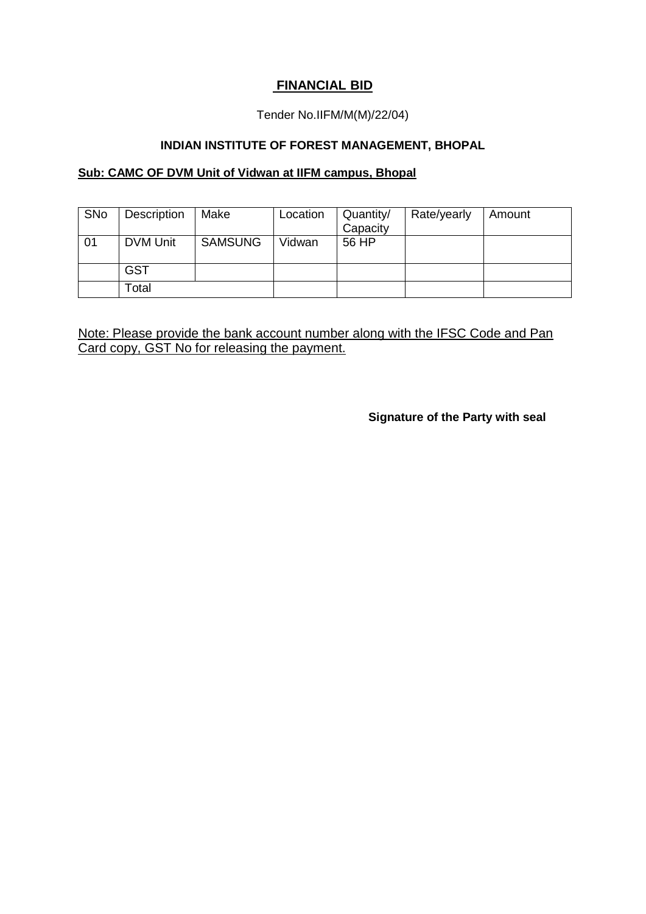# FINANCIAL BID

Tender No.IIFM/M(M)/22/04)

**INDIAN INSTITUTE OF FOREST MANAGEMENT, BHOPAL**

**Sub: CAMC OF DVM Unit of Vidwan at IIFM campus, Bhopal**

| SNo | Description | Make | Location | Quantity/ Capacity | Rate/yearly | Amount |
|---|---|---|---|---|---|---|
| 01 | DVM Unit | SAMSUNG | Vidwan | 56 HP | | |
| | GST | | | | | |
| | Total | | | | | |

Note: Please provide the bank account number along with the IFSC Code and Pan Card copy, GST No for releasing the payment.

**Signature of the Party with seal**